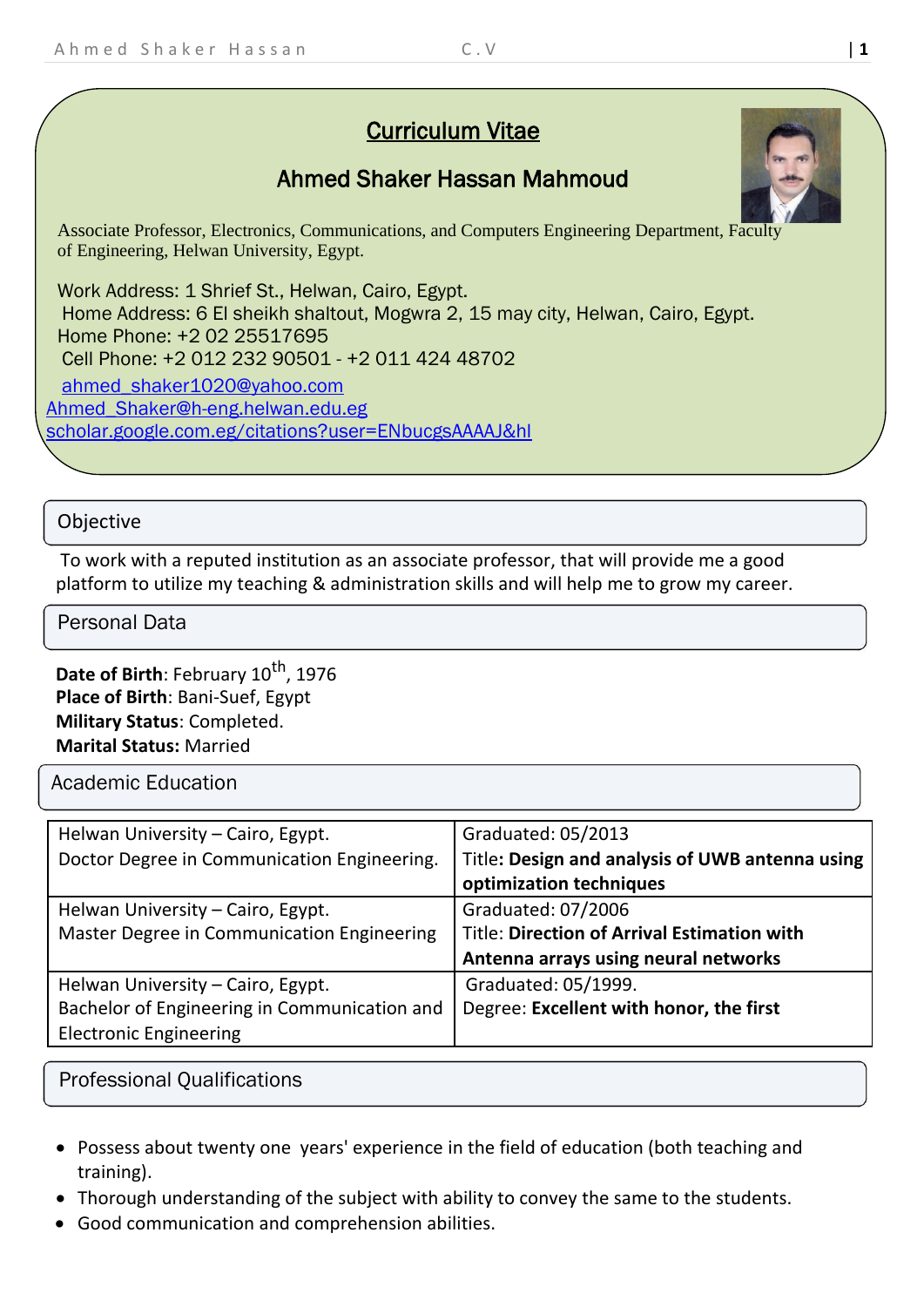# Curriculum Vitae

## Ahmed Shaker Hassan Mahmoud

Associate Professor, Electronics, Communications, and Computers Engineering Department, Faculty of Engineering, Helwan University, Egypt.

Work Address: 1 Shrief St., Helwan, Cairo, Egypt.
Home Address: 6 El sheikh shaltout, Mogwra 2, 15 may city, Helwan, Cairo, Egypt.
Home Phone: +2 02 25517695
Cell Phone: +2 012 232 90501 - +2 011 424 48702
ahmed_shaker1020@yahoo.com
Ahmed_Shaker@h-eng.helwan.edu.eg
scholar.google.com.eg/citations?user=ENbucgsAAAAJ&hl

## Objective

To work with a reputed institution as an associate professor, that will provide me a good platform to utilize my teaching & administration skills and will help me to grow my career.

## Personal Data

**Date of Birth**: February 10th, 1976
**Place of Birth**: Bani-Suef, Egypt
**Military Status**: Completed.
**Marital Status:** Married

## Academic Education

| | |
|---|---|
| Helwan University – Cairo, Egypt. Doctor Degree in Communication Engineering. | Graduated: 05/2013 Title: **Design and analysis of UWB antenna using optimization techniques** |
| Helwan University – Cairo, Egypt. Master Degree in Communication Engineering | Graduated: 07/2006 Title: **Direction of Arrival Estimation with Antenna arrays using neural networks** |
| Helwan University – Cairo, Egypt. Bachelor of Engineering in Communication and Electronic Engineering | Graduated: 05/1999. Degree: **Excellent with honor, the first** |

## Professional Qualifications

- Possess about twenty one years' experience in the field of education (both teaching and training).
- Thorough understanding of the subject with ability to convey the same to the students.
- Good communication and comprehension abilities.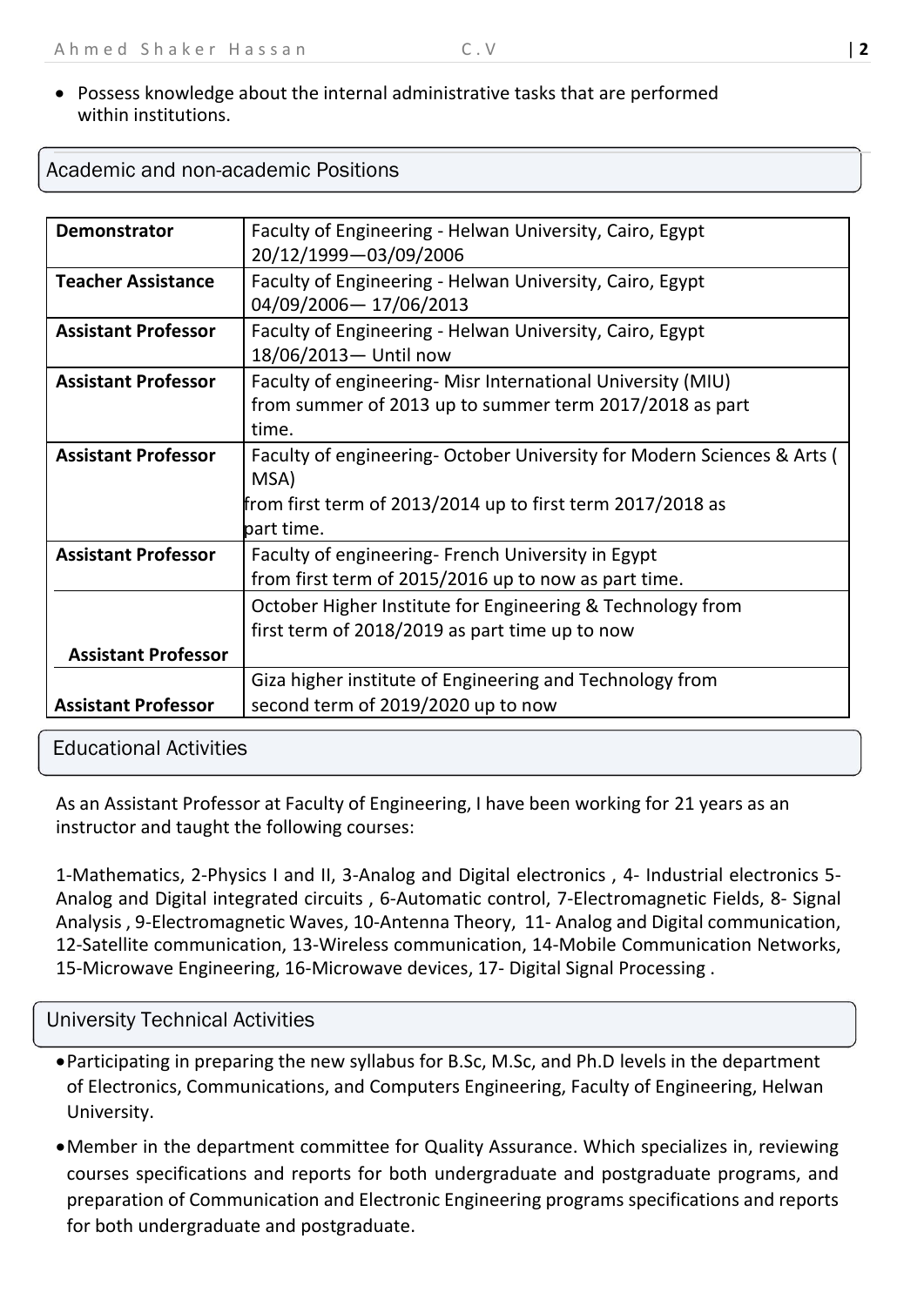- Possess knowledge about the internal administrative tasks that are performed within institutions.

## Academic and non-academic Positions

| | |
|---|---|
| **Demonstrator** | Faculty of Engineering - Helwan University, Cairo, Egypt 20/12/1999—03/09/2006 |
| **Teacher Assistance** | Faculty of Engineering - Helwan University, Cairo, Egypt 04/09/2006— 17/06/2013 |
| **Assistant Professor** | Faculty of Engineering - Helwan University, Cairo, Egypt 18/06/2013— Until now |
| **Assistant Professor** | Faculty of engineering- Misr International University (MIU) from summer of 2013 up to summer term 2017/2018 as part time. |
| **Assistant Professor** | Faculty of engineering- October University for Modern Sciences & Arts ( MSA) from first term of 2013/2014 up to first term 2017/2018 as part time. |
| **Assistant Professor** | Faculty of engineering- French University in Egypt from first term of 2015/2016 up to now as part time. |
| **Assistant Professor** | October Higher Institute for Engineering & Technology from first term of 2018/2019 as part time up to now |
| **Assistant Professor** | Giza higher institute of Engineering and Technology from second term of 2019/2020 up to now |

## Educational Activities

As an Assistant Professor at Faculty of Engineering, I have been working for 21 years as an instructor and taught the following courses:

1-Mathematics, 2-Physics I and II, 3-Analog and Digital electronics , 4- Industrial electronics 5-Analog and Digital integrated circuits , 6-Automatic control, 7-Electromagnetic Fields, 8- Signal Analysis , 9-Electromagnetic Waves, 10-Antenna Theory, 11- Analog and Digital communication, 12-Satellite communication, 13-Wireless communication, 14-Mobile Communication Networks, 15-Microwave Engineering, 16-Microwave devices, 17- Digital Signal Processing .

## University Technical Activities

- Participating in preparing the new syllabus for B.Sc, M.Sc, and Ph.D levels in the department of Electronics, Communications, and Computers Engineering, Faculty of Engineering, Helwan University.
- Member in the department committee for Quality Assurance. Which specializes in, reviewing courses specifications and reports for both undergraduate and postgraduate programs, and preparation of Communication and Electronic Engineering programs specifications and reports for both undergraduate and postgraduate.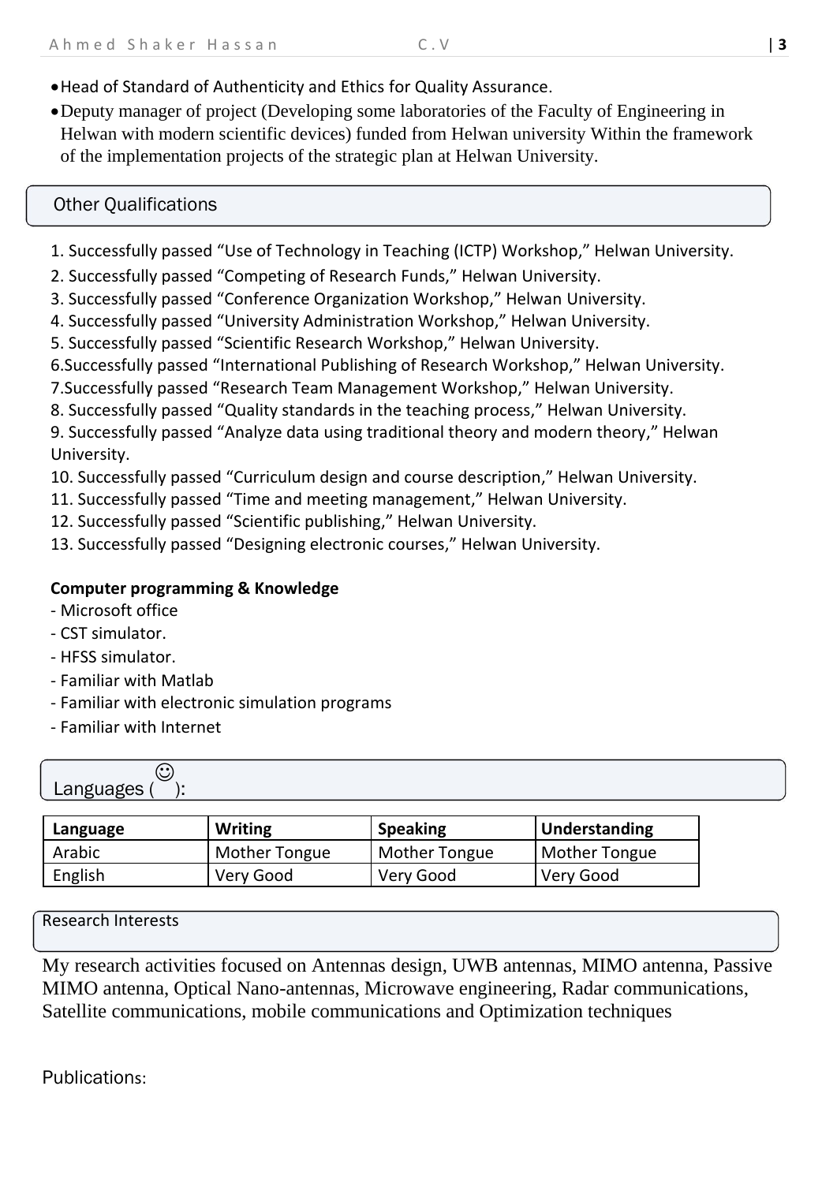- Head of Standard of Authenticity and Ethics for Quality Assurance.
- Deputy manager of project (Developing some laboratories of the Faculty of Engineering in Helwan with modern scientific devices) funded from Helwan university Within the framework of the implementation projects of the strategic plan at Helwan University.

## Other Qualifications

1. Successfully passed “Use of Technology in Teaching (ICTP) Workshop,” Helwan University.
2. Successfully passed “Competing of Research Funds,” Helwan University.
3. Successfully passed “Conference Organization Workshop,” Helwan University.
4. Successfully passed “University Administration Workshop,” Helwan University.
5. Successfully passed “Scientific Research Workshop,” Helwan University.
6. Successfully passed “International Publishing of Research Workshop,” Helwan University.
7. Successfully passed “Research Team Management Workshop,” Helwan University.
8. Successfully passed “Quality standards in the teaching process,” Helwan University.
9. Successfully passed “Analyze data using traditional theory and modern theory,” Helwan University.
10. Successfully passed “Curriculum design and course description,” Helwan University.
11. Successfully passed “Time and meeting management,” Helwan University.
12. Successfully passed “Scientific publishing,” Helwan University.
13. Successfully passed “Designing electronic courses,” Helwan University.

**Computer programming & Knowledge**

- Microsoft office
- CST simulator.
- HFSS simulator.
- Familiar with Matlab
- Familiar with electronic simulation programs
- Familiar with Internet

## Languages (☺):

| Language | Writing | Speaking | Understanding |
|---|---|---|---|
| Arabic | Mother Tongue | Mother Tongue | Mother Tongue |
| English | Very Good | Very Good | Very Good |

## Research Interests

My research activities focused on Antennas design, UWB antennas, MIMO antenna, Passive MIMO antenna, Optical Nano-antennas, Microwave engineering, Radar communications, Satellite communications, mobile communications and Optimization techniques

Publications: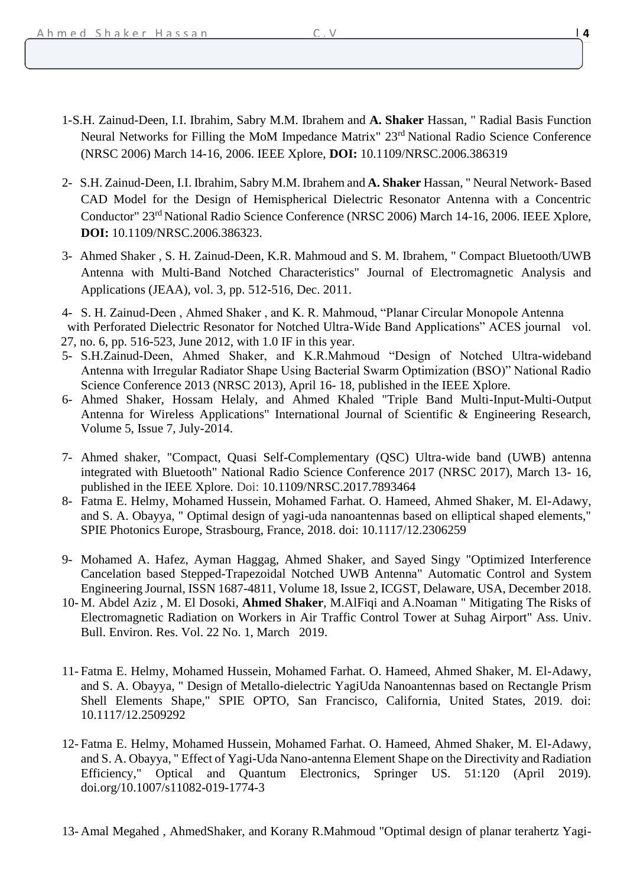1-S.H. Zainud-Deen, I.I. Ibrahim, Sabry M.M. Ibrahem and **A. Shaker** Hassan, " Radial Basis Function Neural Networks for Filling the MoM Impedance Matrix" 23rd National Radio Science Conference (NRSC 2006) March 14-16, 2006. IEEE Xplore, **DOI:** 10.1109/NRSC.2006.386319

2- S.H. Zainud-Deen, I.I. Ibrahim, Sabry M.M. Ibrahem and **A. Shaker** Hassan, " Neural Network- Based CAD Model for the Design of Hemispherical Dielectric Resonator Antenna with a Concentric Conductor" 23rd National Radio Science Conference (NRSC 2006) March 14-16, 2006. IEEE Xplore, **DOI:** 10.1109/NRSC.2006.386323.

3- Ahmed Shaker , S. H. Zainud-Deen, K.R. Mahmoud and S. M. Ibrahem, " Compact Bluetooth/UWB Antenna with Multi-Band Notched Characteristics" Journal of Electromagnetic Analysis and Applications (JEAA), vol. 3, pp. 512-516, Dec. 2011.

4- S. H. Zainud-Deen , Ahmed Shaker , and K. R. Mahmoud, "Planar Circular Monopole Antenna with Perforated Dielectric Resonator for Notched Ultra-Wide Band Applications" ACES journal vol. 27, no. 6, pp. 516-523, June 2012, with 1.0 IF in this year.

5- S.H.Zainud-Deen, Ahmed Shaker, and K.R.Mahmoud "Design of Notched Ultra-wideband Antenna with Irregular Radiator Shape Using Bacterial Swarm Optimization (BSO)" National Radio Science Conference 2013 (NRSC 2013), April 16- 18, published in the IEEE Xplore.

6- Ahmed Shaker, Hossam Helaly, and Ahmed Khaled "Triple Band Multi-Input-Multi-Output Antenna for Wireless Applications" International Journal of Scientific & Engineering Research, Volume 5, Issue 7, July-2014.

7- Ahmed shaker, "Compact, Quasi Self-Complementary (QSC) Ultra-wide band (UWB) antenna integrated with Bluetooth" National Radio Science Conference 2017 (NRSC 2017), March 13- 16, published in the IEEE Xplore. Doi: 10.1109/NRSC.2017.7893464

8- Fatma E. Helmy, Mohamed Hussein, Mohamed Farhat. O. Hameed, Ahmed Shaker, M. El-Adawy, and S. A. Obayya, " Optimal design of yagi-uda nanoantennas based on elliptical shaped elements," SPIE Photonics Europe, Strasbourg, France, 2018. doi: 10.1117/12.2306259

9- Mohamed A. Hafez, Ayman Haggag, Ahmed Shaker, and Sayed Singy "Optimized Interference Cancelation based Stepped-Trapezoidal Notched UWB Antenna" Automatic Control and System Engineering Journal, ISSN 1687-4811, Volume 18, Issue 2, ICGST, Delaware, USA, December 2018.

10- M. Abdel Aziz , M. El Dosoki, **Ahmed Shaker**, M.AlFiqi and A.Noaman " Mitigating The Risks of Electromagnetic Radiation on Workers in Air Traffic Control Tower at Suhag Airport" Ass. Univ. Bull. Environ. Res. Vol. 22 No. 1, March 2019.

11- Fatma E. Helmy, Mohamed Hussein, Mohamed Farhat. O. Hameed, Ahmed Shaker, M. El-Adawy, and S. A. Obayya, " Design of Metallo-dielectric YagiUda Nanoantennas based on Rectangle Prism Shell Elements Shape," SPIE OPTO, San Francisco, California, United States, 2019. doi: 10.1117/12.2509292

12- Fatma E. Helmy, Mohamed Hussein, Mohamed Farhat. O. Hameed, Ahmed Shaker, M. El-Adawy, and S. A. Obayya, " Effect of Yagi-Uda Nano-antenna Element Shape on the Directivity and Radiation Efficiency," Optical and Quantum Electronics, Springer US. 51:120 (April 2019). doi.org/10.1007/s11082-019-1774-3

13- Amal Megahed , AhmedShaker, and Korany R.Mahmoud "Optimal design of planar terahertz Yagi-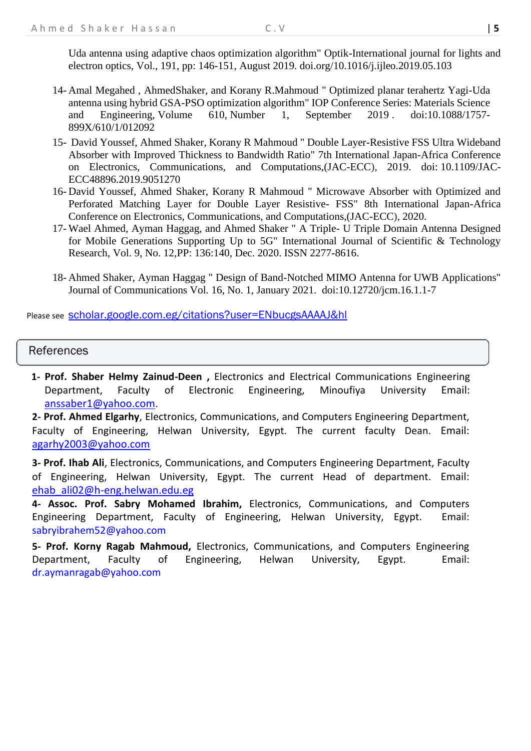Uda antenna using adaptive chaos optimization algorithm" Optik-International journal for lights and electron optics, Vol., 191, pp: 146-151, August 2019. doi.org/10.1016/j.ijleo.2019.05.103

14- Amal Megahed , AhmedShaker, and Korany R.Mahmoud " Optimized planar terahertz Yagi-Uda antenna using hybrid GSA-PSO optimization algorithm" IOP Conference Series: Materials Science and Engineering, Volume 610, Number 1, September 2019 . doi:10.1088/1757-899X/610/1/012092

15- David Youssef, Ahmed Shaker, Korany R Mahmoud " Double Layer-Resistive FSS Ultra Wideband Absorber with Improved Thickness to Bandwidth Ratio" 7th International Japan-Africa Conference on Electronics, Communications, and Computations,(JAC-ECC), 2019. doi: 10.1109/JAC-ECC48896.2019.9051270

16- David Youssef, Ahmed Shaker, Korany R Mahmoud " Microwave Absorber with Optimized and Perforated Matching Layer for Double Layer Resistive- FSS" 8th International Japan-Africa Conference on Electronics, Communications, and Computations,(JAC-ECC), 2020.

17- Wael Ahmed, Ayman Haggag, and Ahmed Shaker " A Triple- U Triple Domain Antenna Designed for Mobile Generations Supporting Up to 5G" International Journal of Scientific & Technology Research, Vol. 9, No. 12,PP: 136:140, Dec. 2020. ISSN 2277-8616.

18- Ahmed Shaker, Ayman Haggag " Design of Band-Notched MIMO Antenna for UWB Applications" Journal of Communications Vol. 16, No. 1, January 2021. doi:10.12720/jcm.16.1.1-7

Please see scholar.google.com.eg/citations?user=ENbucgsAAAAJ&hl

## References

**1- Prof. Shaber Helmy Zainud-Deen ,** Electronics and Electrical Communications Engineering Department, Faculty of Electronic Engineering, Minoufiya University Email: anssaber1@yahoo.com.

**2- Prof. Ahmed Elgarhy**, Electronics, Communications, and Computers Engineering Department, Faculty of Engineering, Helwan University, Egypt. The current faculty Dean. Email: agarhy2003@yahoo.com

**3- Prof. Ihab Ali**, Electronics, Communications, and Computers Engineering Department, Faculty of Engineering, Helwan University, Egypt. The current Head of department. Email: ehab_ali02@h-eng.helwan.edu.eg

**4- Assoc. Prof. Sabry Mohamed Ibrahim,** Electronics, Communications, and Computers Engineering Department, Faculty of Engineering, Helwan University, Egypt. Email: sabryibrahem52@yahoo.com

**5- Prof. Korny Ragab Mahmoud,** Electronics, Communications, and Computers Engineering Department, Faculty of Engineering, Helwan University, Egypt. Email: dr.aymanragab@yahoo.com